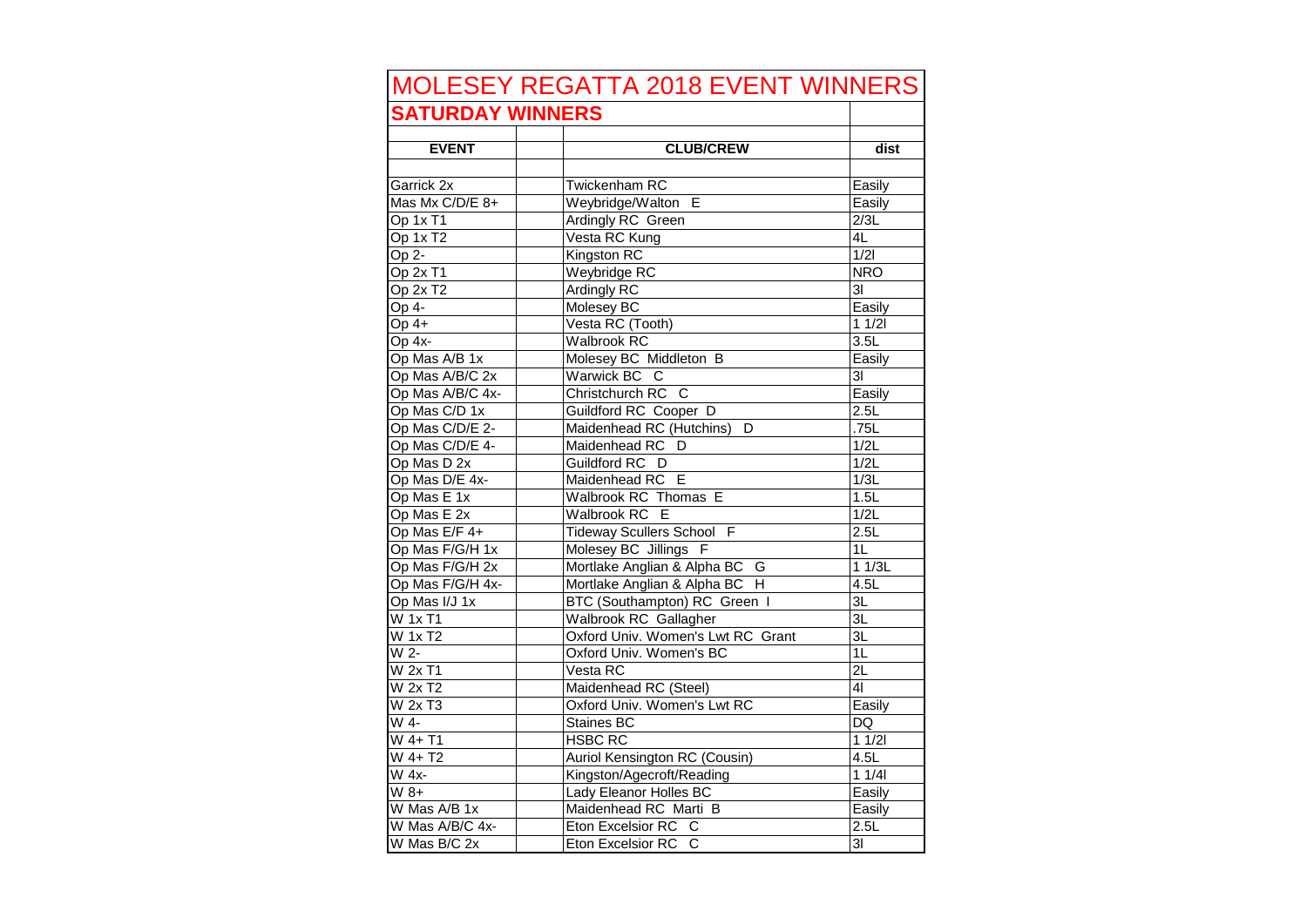# MOLESEY REGATTA 2018 EVENT WINNERS

## SATURDAY WINNERS

| EVENT | | CLUB/CREW | dist |
|---|---|---|---|
| Garrick 2x | | Twickenham RC | Easily |
| Mas Mx C/D/E 8+ | | Weybridge/Walton E | Easily |
| Op 1x T1 | | Ardingly RC Green | 2/3L |
| Op 1x T2 | | Vesta RC Kung | 4L |
| Op 2- | | Kingston RC | 1/2l |
| Op 2x T1 | | Weybridge RC | NRO |
| Op 2x T2 | | Ardingly RC | 3l |
| Op 4- | | Molesey BC | Easily |
| Op 4+ | | Vesta RC (Tooth) | 1 1/2l |
| Op 4x- | | Walbrook RC | 3.5L |
| Op Mas A/B 1x | | Molesey BC Middleton B | Easily |
| Op Mas A/B/C 2x | | Warwick BC C | 3l |
| Op Mas A/B/C 4x- | | Christchurch RC C | Easily |
| Op Mas C/D 1x | | Guildford RC Cooper D | 2.5L |
| Op Mas C/D/E 2- | | Maidenhead RC (Hutchins) D | .75L |
| Op Mas C/D/E 4- | | Maidenhead RC D | 1/2L |
| Op Mas D 2x | | Guildford RC D | 1/2L |
| Op Mas D/E 4x- | | Maidenhead RC E | 1/3L |
| Op Mas E 1x | | Walbrook RC Thomas E | 1.5L |
| Op Mas E 2x | | Walbrook RC E | 1/2L |
| Op Mas E/F 4+ | | Tideway Scullers School F | 2.5L |
| Op Mas F/G/H 1x | | Molesey BC Jillings F | 1L |
| Op Mas F/G/H 2x | | Mortlake Anglian & Alpha BC G | 1 1/3L |
| Op Mas F/G/H 4x- | | Mortlake Anglian & Alpha BC H | 4.5L |
| Op Mas I/J 1x | | BTC (Southampton) RC Green I | 3L |
| W 1x T1 | | Walbrook RC Gallagher | 3L |
| W 1x T2 | | Oxford Univ. Women's Lwt RC Grant | 3L |
| W 2- | | Oxford Univ. Women's BC | 1L |
| W 2x T1 | | Vesta RC | 2L |
| W 2x T2 | | Maidenhead RC (Steel) | 4l |
| W 2x T3 | | Oxford Univ. Women's Lwt RC | Easily |
| W 4- | | Staines BC | DQ |
| W 4+ T1 | | HSBC RC | 1 1/2l |
| W 4+ T2 | | Auriol Kensington RC (Cousin) | 4.5L |
| W 4x- | | Kingston/Agecroft/Reading | 1 1/4l |
| W 8+ | | Lady Eleanor Holles BC | Easily |
| W Mas A/B 1x | | Maidenhead RC Marti B | Easily |
| W Mas A/B/C 4x- | | Eton Excelsior RC C | 2.5L |
| W Mas B/C 2x | | Eton Excelsior RC C | 3l |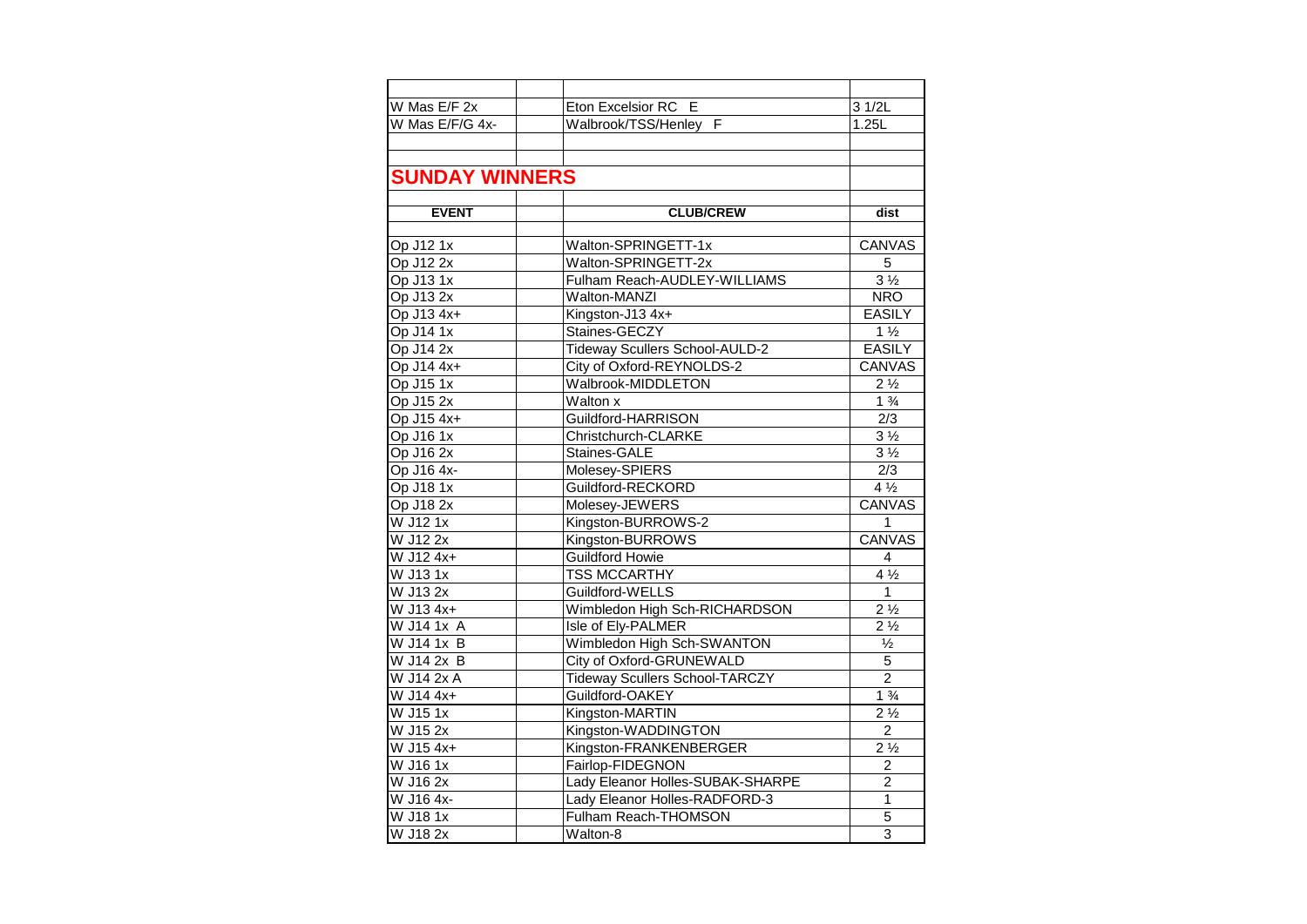| | | | |
|---|---|---|---|
| W Mas E/F 2x | | Eton Excelsior RC E | 3 1/2L |
| W Mas E/F/G 4x- | | Walbrook/TSS/Henley F | 1.25L |

## SUNDAY WINNERS

| EVENT | | CLUB/CREW | dist |
|---|---|---|---|
| Op J12 1x | | Walton-SPRINGETT-1x | CANVAS |
| Op J12 2x | | Walton-SPRINGETT-2x | 5 |
| Op J13 1x | | Fulham Reach-AUDLEY-WILLIAMS | 3 ½ |
| Op J13 2x | | Walton-MANZI | NRO |
| Op J13 4x+ | | Kingston-J13 4x+ | EASILY |
| Op J14 1x | | Staines-GECZY | 1 ½ |
| Op J14 2x | | Tideway Scullers School-AULD-2 | EASILY |
| Op J14 4x+ | | City of Oxford-REYNOLDS-2 | CANVAS |
| Op J15 1x | | Walbrook-MIDDLETON | 2 ½ |
| Op J15 2x | | Walton x | 1 ¾ |
| Op J15 4x+ | | Guildford-HARRISON | 2/3 |
| Op J16 1x | | Christchurch-CLARKE | 3 ½ |
| Op J16 2x | | Staines-GALE | 3 ½ |
| Op J16 4x- | | Molesey-SPIERS | 2/3 |
| Op J18 1x | | Guildford-RECKORD | 4 ½ |
| Op J18 2x | | Molesey-JEWERS | CANVAS |
| W J12 1x | | Kingston-BURROWS-2 | 1 |
| W J12 2x | | Kingston-BURROWS | CANVAS |
| W J12 4x+ | | Guildford Howie | 4 |
| W J13 1x | | TSS MCCARTHY | 4 ½ |
| W J13 2x | | Guildford-WELLS | 1 |
| W J13 4x+ | | Wimbledon High Sch-RICHARDSON | 2 ½ |
| W J14 1x A | | Isle of Ely-PALMER | 2 ½ |
| W J14 1x B | | Wimbledon High Sch-SWANTON | ½ |
| W J14 2x B | | City of Oxford-GRUNEWALD | 5 |
| W J14 2x A | | Tideway Scullers School-TARCZY | 2 |
| W J14 4x+ | | Guildford-OAKEY | 1 ¾ |
| W J15 1x | | Kingston-MARTIN | 2 ½ |
| W J15 2x | | Kingston-WADDINGTON | 2 |
| W J15 4x+ | | Kingston-FRANKENBERGER | 2 ½ |
| W J16 1x | | Fairlop-FIDEGNON | 2 |
| W J16 2x | | Lady Eleanor Holles-SUBAK-SHARPE | 2 |
| W J16 4x- | | Lady Eleanor Holles-RADFORD-3 | 1 |
| W J18 1x | | Fulham Reach-THOMSON | 5 |
| W J18 2x | | Walton-8 | 3 |